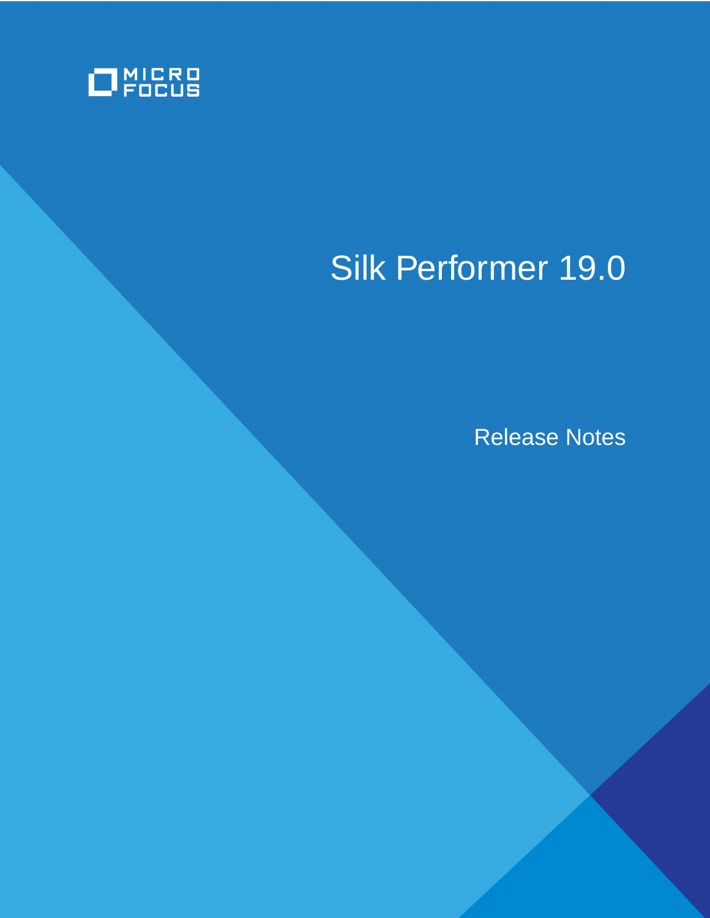MICRO FOCUS

# Silk Performer 19.0

## Release Notes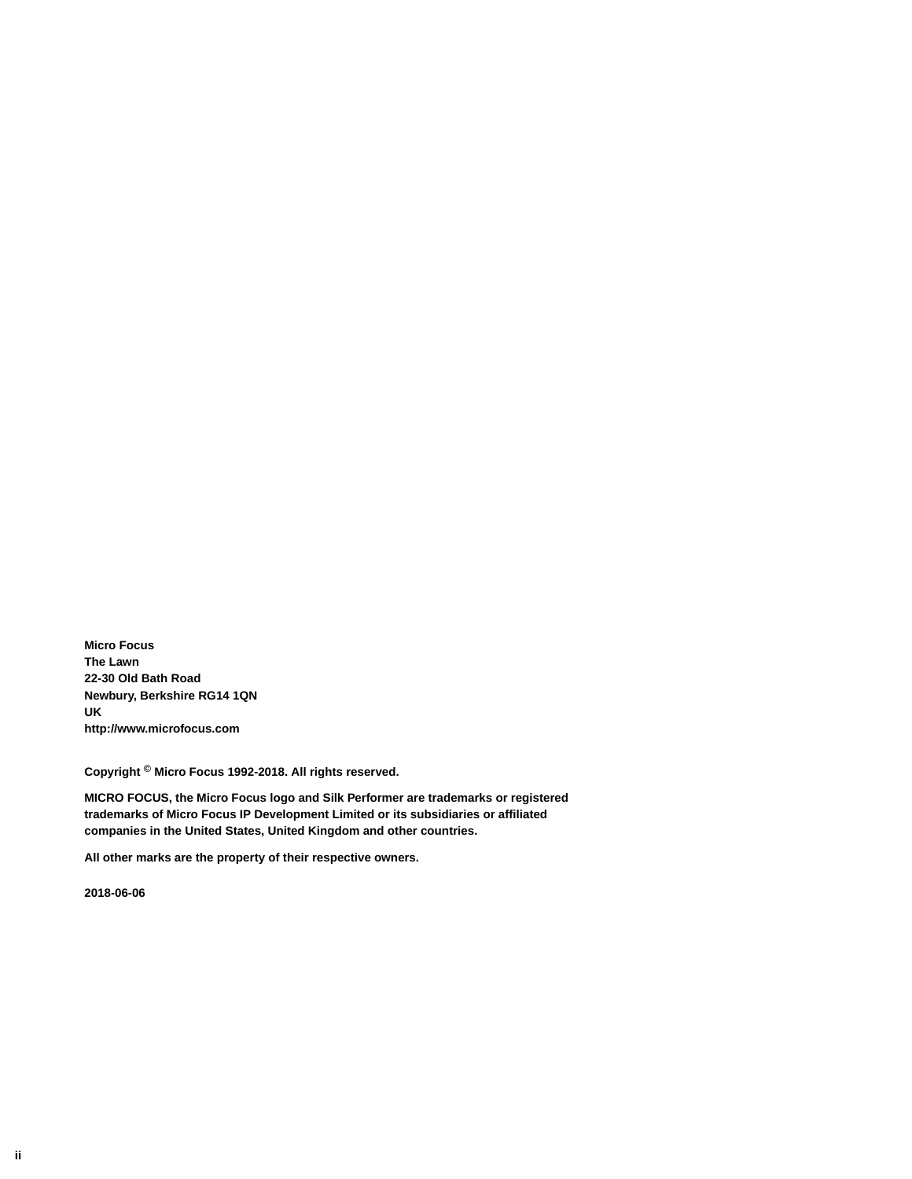**Micro Focus**
**The Lawn**
**22-30 Old Bath Road**
**Newbury, Berkshire RG14 1QN**
**UK**
**http://www.microfocus.com**

**Copyright © Micro Focus 1992-2018. All rights reserved.**

**MICRO FOCUS, the Micro Focus logo and Silk Performer are trademarks or registered trademarks of Micro Focus IP Development Limited or its subsidiaries or affiliated companies in the United States, United Kingdom and other countries.**

**All other marks are the property of their respective owners.**

**2018-06-06**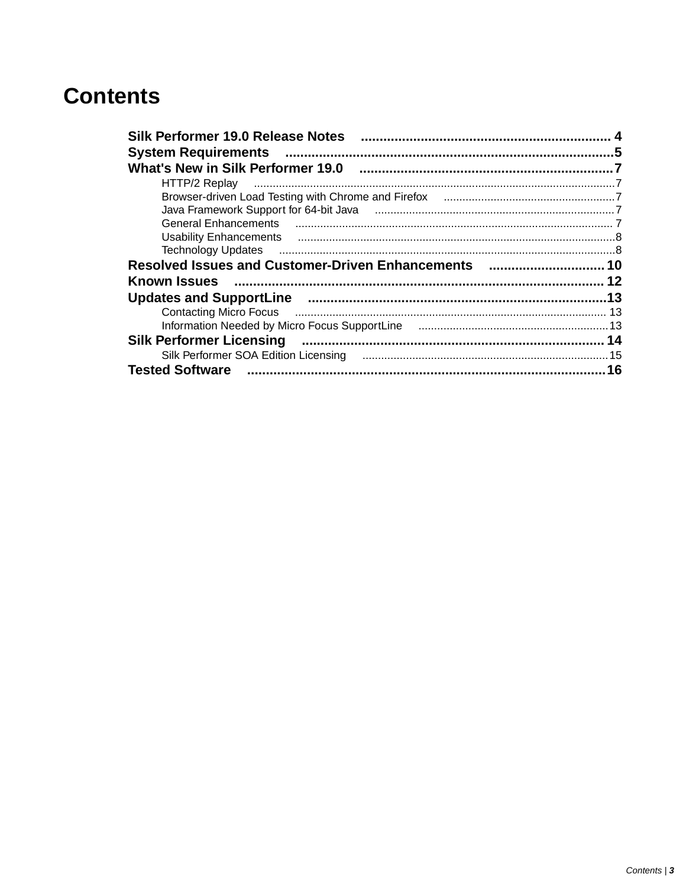# Contents

**Silk Performer 19.0 Release Notes** .................................................................... 4

**System Requirements** ........................................................................................5

**What's New in Silk Performer 19.0** ....................................................................7

- HTTP/2 Replay ....................................................................................................................7
- Browser-driven Load Testing with Chrome and Firefox .......................................................7
- Java Framework Support for 64-bit Java ............................................................................7
- General Enhancements ...................................................................................................... 7
- Usability Enhancements .....................................................................................................8
- Technology Updates ...........................................................................................................8

**Resolved Issues and Customer-Driven Enhancements** ............................... 10

**Known Issues** .................................................................................................. 12

**Updates and SupportLine** ................................................................................13

- Contacting Micro Focus .................................................................................................... 13
- Information Needed by Micro Focus SupportLine .............................................................13

**Silk Performer Licensing** ................................................................................ 14

- Silk Performer SOA Edition Licensing ...............................................................................15

**Tested Software** ...............................................................................................16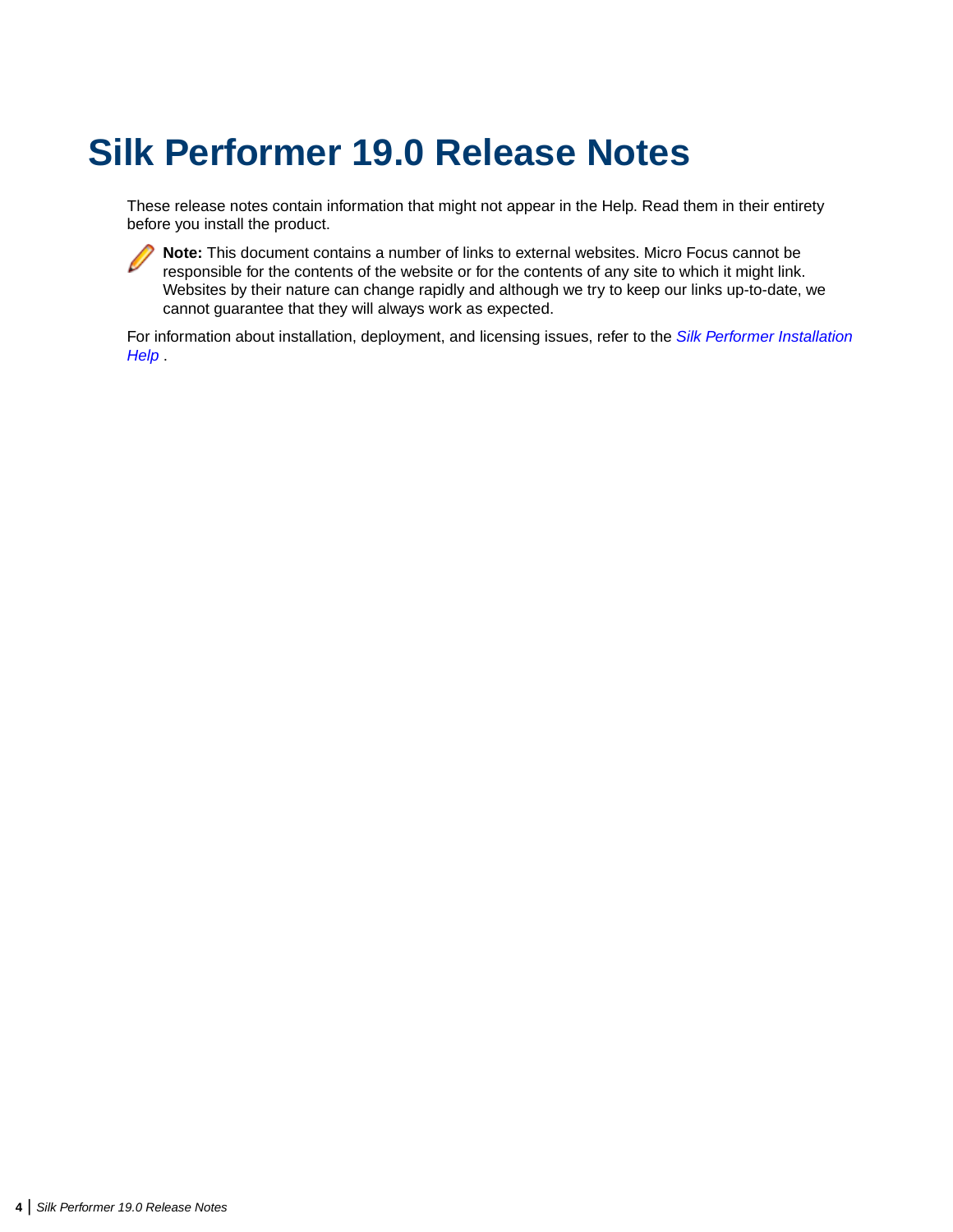# Silk Performer 19.0 Release Notes

These release notes contain information that might not appear in the Help. Read them in their entirety before you install the product.

**Note:** This document contains a number of links to external websites. Micro Focus cannot be responsible for the contents of the website or for the contents of any site to which it might link. Websites by their nature can change rapidly and although we try to keep our links up-to-date, we cannot guarantee that they will always work as expected.

For information about installation, deployment, and licensing issues, refer to the *Silk Performer Installation Help* .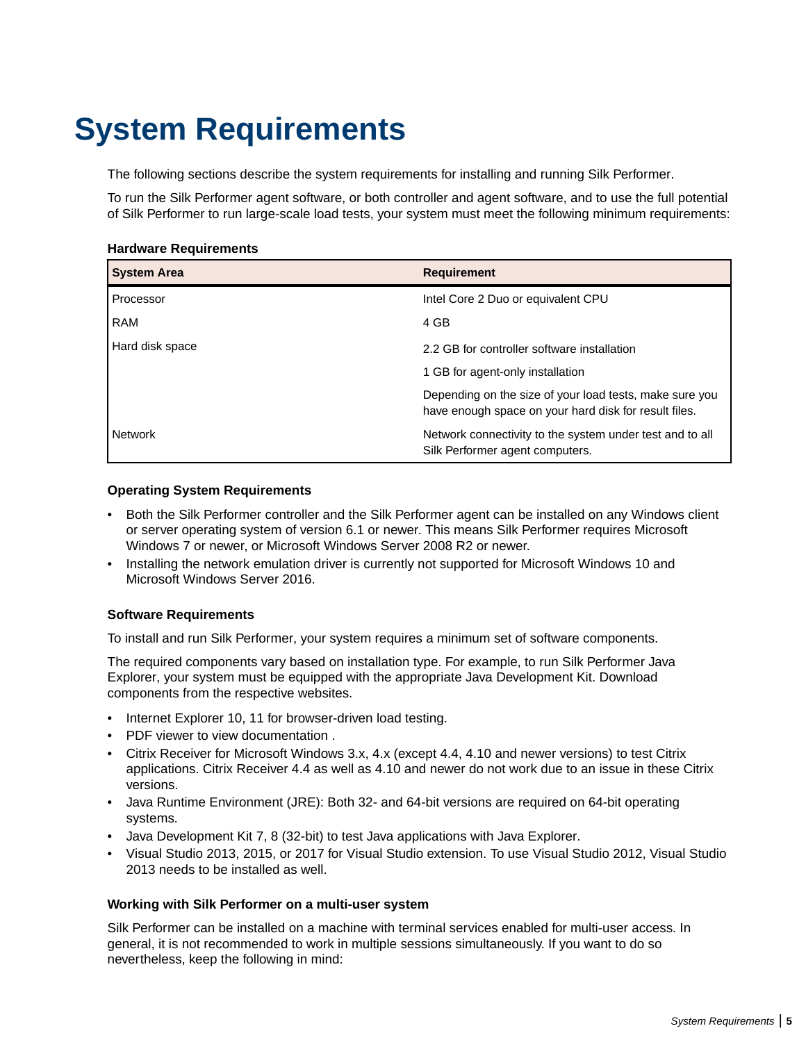# System Requirements

The following sections describe the system requirements for installing and running Silk Performer.

To run the Silk Performer agent software, or both controller and agent software, and to use the full potential of Silk Performer to run large-scale load tests, your system must meet the following minimum requirements:

**Hardware Requirements**

| System Area | Requirement |
|---|---|
| Processor | Intel Core 2 Duo or equivalent CPU |
| RAM | 4 GB |
| Hard disk space | 2.2 GB for controller software installation<br><br>1 GB for agent-only installation<br><br>Depending on the size of your load tests, make sure you have enough space on your hard disk for result files. |
| Network | Network connectivity to the system under test and to all Silk Performer agent computers. |

**Operating System Requirements**

- Both the Silk Performer controller and the Silk Performer agent can be installed on any Windows client or server operating system of version 6.1 or newer. This means Silk Performer requires Microsoft Windows 7 or newer, or Microsoft Windows Server 2008 R2 or newer.
- Installing the network emulation driver is currently not supported for Microsoft Windows 10 and Microsoft Windows Server 2016.

**Software Requirements**

To install and run Silk Performer, your system requires a minimum set of software components.

The required components vary based on installation type. For example, to run Silk Performer Java Explorer, your system must be equipped with the appropriate Java Development Kit. Download components from the respective websites.

- Internet Explorer 10, 11 for browser-driven load testing.
- PDF viewer to view documentation .
- Citrix Receiver for Microsoft Windows 3.x, 4.x (except 4.4, 4.10 and newer versions) to test Citrix applications. Citrix Receiver 4.4 as well as 4.10 and newer do not work due to an issue in these Citrix versions.
- Java Runtime Environment (JRE): Both 32- and 64-bit versions are required on 64-bit operating systems.
- Java Development Kit 7, 8 (32-bit) to test Java applications with Java Explorer.
- Visual Studio 2013, 2015, or 2017 for Visual Studio extension. To use Visual Studio 2012, Visual Studio 2013 needs to be installed as well.

**Working with Silk Performer on a multi-user system**

Silk Performer can be installed on a machine with terminal services enabled for multi-user access. In general, it is not recommended to work in multiple sessions simultaneously. If you want to do so nevertheless, keep the following in mind: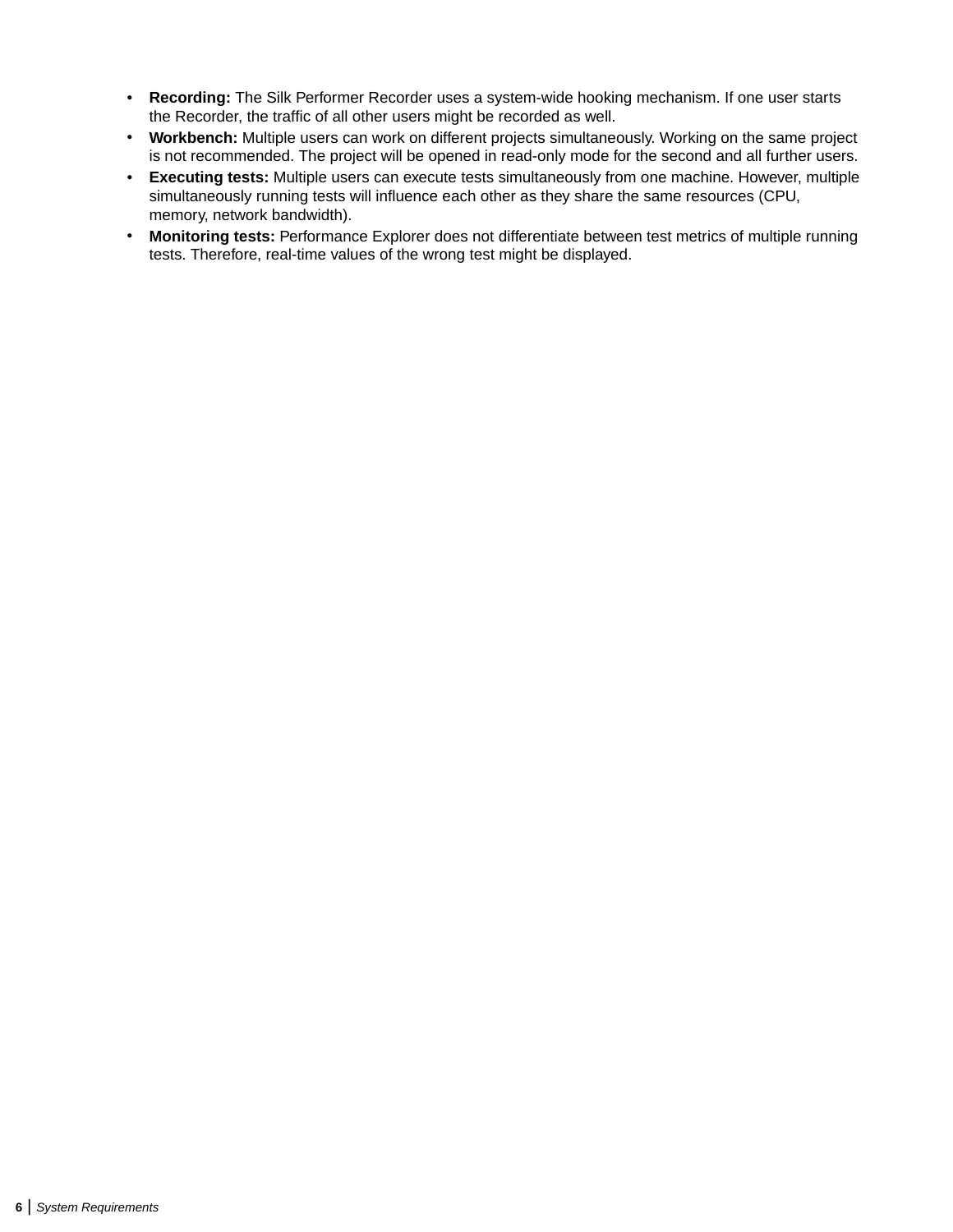- **Recording:** The Silk Performer Recorder uses a system-wide hooking mechanism. If one user starts the Recorder, the traffic of all other users might be recorded as well.
- **Workbench:** Multiple users can work on different projects simultaneously. Working on the same project is not recommended. The project will be opened in read-only mode for the second and all further users.
- **Executing tests:** Multiple users can execute tests simultaneously from one machine. However, multiple simultaneously running tests will influence each other as they share the same resources (CPU, memory, network bandwidth).
- **Monitoring tests:** Performance Explorer does not differentiate between test metrics of multiple running tests. Therefore, real-time values of the wrong test might be displayed.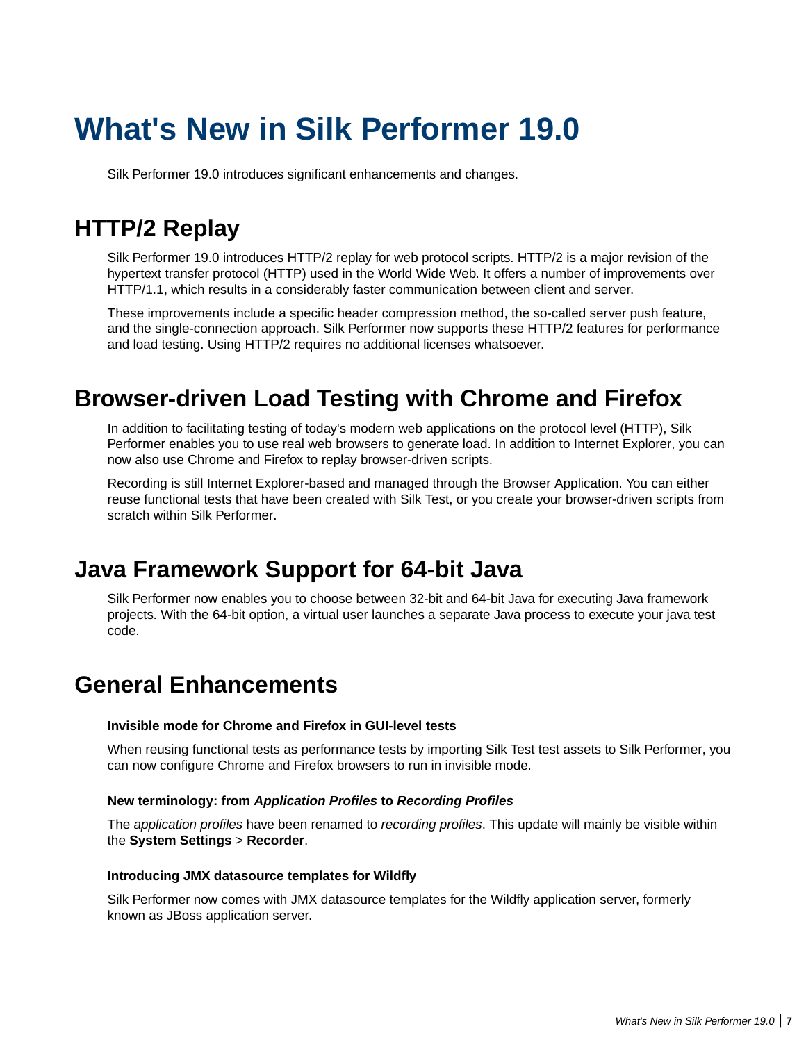# What's New in Silk Performer 19.0

Silk Performer 19.0 introduces significant enhancements and changes.

## HTTP/2 Replay

Silk Performer 19.0 introduces HTTP/2 replay for web protocol scripts. HTTP/2 is a major revision of the hypertext transfer protocol (HTTP) used in the World Wide Web. It offers a number of improvements over HTTP/1.1, which results in a considerably faster communication between client and server.

These improvements include a specific header compression method, the so-called server push feature, and the single-connection approach. Silk Performer now supports these HTTP/2 features for performance and load testing. Using HTTP/2 requires no additional licenses whatsoever.

## Browser-driven Load Testing with Chrome and Firefox

In addition to facilitating testing of today's modern web applications on the protocol level (HTTP), Silk Performer enables you to use real web browsers to generate load. In addition to Internet Explorer, you can now also use Chrome and Firefox to replay browser-driven scripts.

Recording is still Internet Explorer-based and managed through the Browser Application. You can either reuse functional tests that have been created with Silk Test, or you create your browser-driven scripts from scratch within Silk Performer.

## Java Framework Support for 64-bit Java

Silk Performer now enables you to choose between 32-bit and 64-bit Java for executing Java framework projects. With the 64-bit option, a virtual user launches a separate Java process to execute your java test code.

## General Enhancements

#### Invisible mode for Chrome and Firefox in GUI-level tests

When reusing functional tests as performance tests by importing Silk Test test assets to Silk Performer, you can now configure Chrome and Firefox browsers to run in invisible mode.

#### New terminology: from *Application Profiles* to *Recording Profiles*

The *application profiles* have been renamed to *recording profiles*. This update will mainly be visible within the **System Settings** > **Recorder**.

#### Introducing JMX datasource templates for Wildfly

Silk Performer now comes with JMX datasource templates for the Wildfly application server, formerly known as JBoss application server.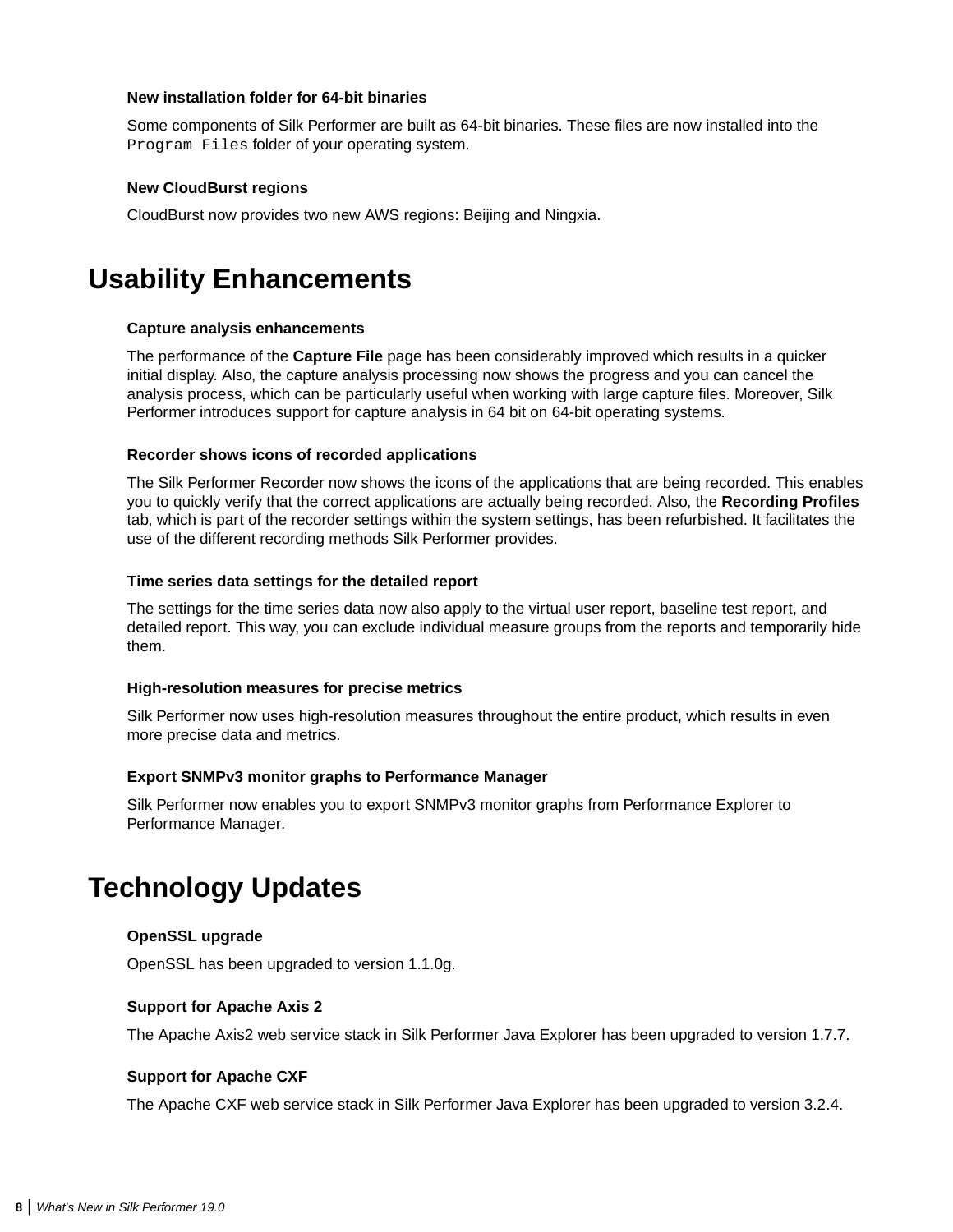### New installation folder for 64-bit binaries

Some components of Silk Performer are built as 64-bit binaries. These files are now installed into the `Program Files` folder of your operating system.

### New CloudBurst regions

CloudBurst now provides two new AWS regions: Beijing and Ningxia.

## Usability Enhancements

### Capture analysis enhancements

The performance of the **Capture File** page has been considerably improved which results in a quicker initial display. Also, the capture analysis processing now shows the progress and you can cancel the analysis process, which can be particularly useful when working with large capture files. Moreover, Silk Performer introduces support for capture analysis in 64 bit on 64-bit operating systems.

### Recorder shows icons of recorded applications

The Silk Performer Recorder now shows the icons of the applications that are being recorded. This enables you to quickly verify that the correct applications are actually being recorded. Also, the **Recording Profiles** tab, which is part of the recorder settings within the system settings, has been refurbished. It facilitates the use of the different recording methods Silk Performer provides.

### Time series data settings for the detailed report

The settings for the time series data now also apply to the virtual user report, baseline test report, and detailed report. This way, you can exclude individual measure groups from the reports and temporarily hide them.

### High-resolution measures for precise metrics

Silk Performer now uses high-resolution measures throughout the entire product, which results in even more precise data and metrics.

### Export SNMPv3 monitor graphs to Performance Manager

Silk Performer now enables you to export SNMPv3 monitor graphs from Performance Explorer to Performance Manager.

## Technology Updates

### OpenSSL upgrade

OpenSSL has been upgraded to version 1.1.0g.

### Support for Apache Axis 2

The Apache Axis2 web service stack in Silk Performer Java Explorer has been upgraded to version 1.7.7.

### Support for Apache CXF

The Apache CXF web service stack in Silk Performer Java Explorer has been upgraded to version 3.2.4.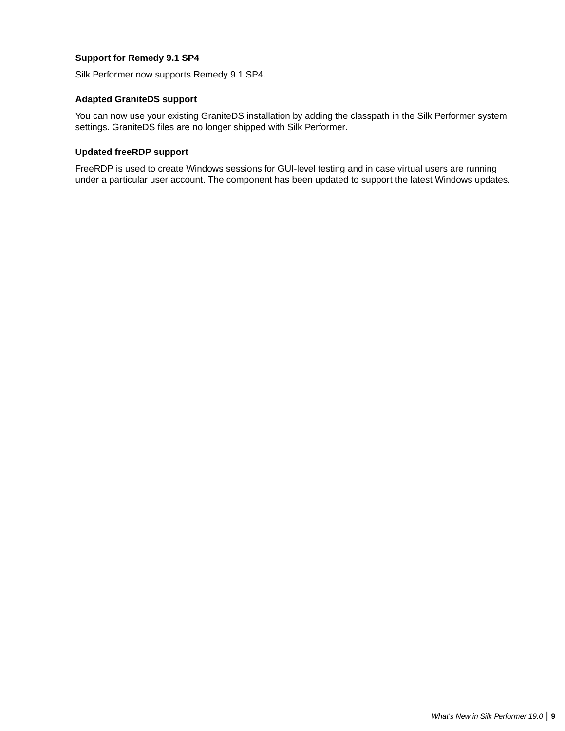### Support for Remedy 9.1 SP4

Silk Performer now supports Remedy 9.1 SP4.

### Adapted GraniteDS support

You can now use your existing GraniteDS installation by adding the classpath in the Silk Performer system settings. GraniteDS files are no longer shipped with Silk Performer.

### Updated freeRDP support

FreeRDP is used to create Windows sessions for GUI-level testing and in case virtual users are running under a particular user account. The component has been updated to support the latest Windows updates.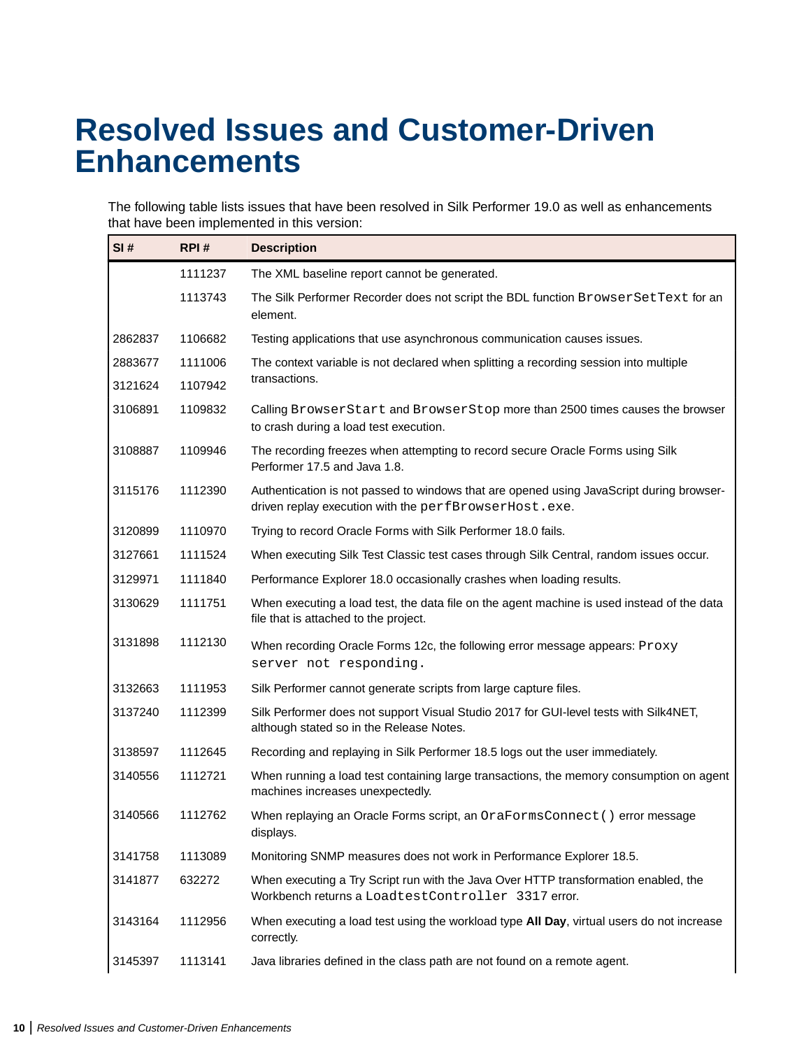# Resolved Issues and Customer-Driven Enhancements

The following table lists issues that have been resolved in Silk Performer 19.0 as well as enhancements that have been implemented in this version:

| SI # | RPI # | Description |
|---|---|---|
| | 1111237 | The XML baseline report cannot be generated. |
| | 1113743 | The Silk Performer Recorder does not script the BDL function `BrowserSetText` for an element. |
| 2862837 | 1106682 | Testing applications that use asynchronous communication causes issues. |
| 2883677<br>3121624 | 1111006<br>1107942 | The context variable is not declared when splitting a recording session into multiple transactions. |
| 3106891 | 1109832 | Calling `BrowserStart` and `BrowserStop` more than 2500 times causes the browser to crash during a load test execution. |
| 3108887 | 1109946 | The recording freezes when attempting to record secure Oracle Forms using Silk Performer 17.5 and Java 1.8. |
| 3115176 | 1112390 | Authentication is not passed to windows that are opened using JavaScript during browser-driven replay execution with the `perfBrowserHost.exe`. |
| 3120899 | 1110970 | Trying to record Oracle Forms with Silk Performer 18.0 fails. |
| 3127661 | 1111524 | When executing Silk Test Classic test cases through Silk Central, random issues occur. |
| 3129971 | 1111840 | Performance Explorer 18.0 occasionally crashes when loading results. |
| 3130629 | 1111751 | When executing a load test, the data file on the agent machine is used instead of the data file that is attached to the project. |
| 3131898 | 1112130 | When recording Oracle Forms 12c, the following error message appears: `Proxy server not responding.` |
| 3132663 | 1111953 | Silk Performer cannot generate scripts from large capture files. |
| 3137240 | 1112399 | Silk Performer does not support Visual Studio 2017 for GUI-level tests with Silk4NET, although stated so in the Release Notes. |
| 3138597 | 1112645 | Recording and replaying in Silk Performer 18.5 logs out the user immediately. |
| 3140556 | 1112721 | When running a load test containing large transactions, the memory consumption on agent machines increases unexpectedly. |
| 3140566 | 1112762 | When replaying an Oracle Forms script, an `OraFormsConnect()` error message displays. |
| 3141758 | 1113089 | Monitoring SNMP measures does not work in Performance Explorer 18.5. |
| 3141877 | 632272 | When executing a Try Script run with the Java Over HTTP transformation enabled, the Workbench returns a `LoadtestController 3317` error. |
| 3143164 | 1112956 | When executing a load test using the workload type **All Day**, virtual users do not increase correctly. |
| 3145397 | 1113141 | Java libraries defined in the class path are not found on a remote agent. |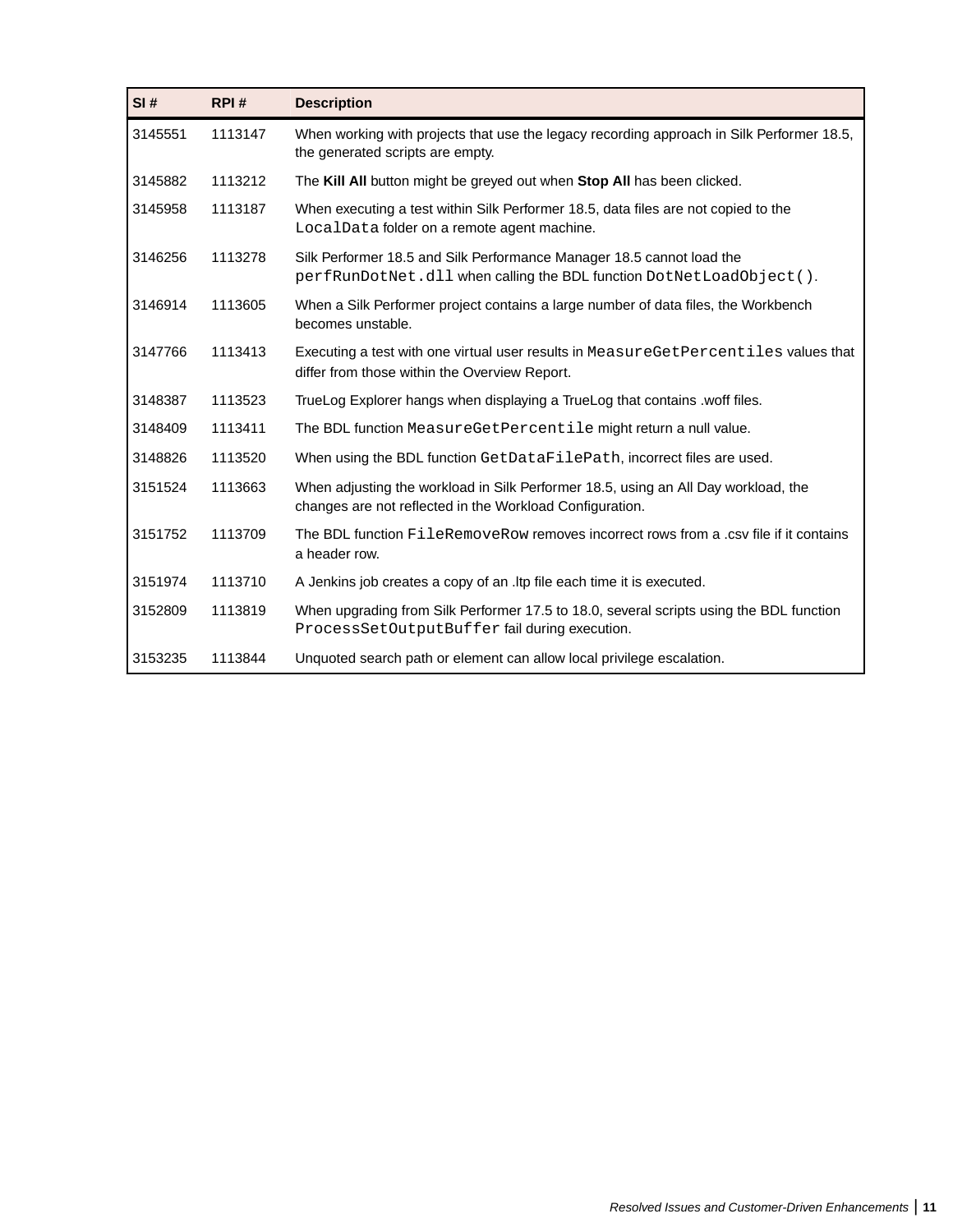| SI # | RPI # | Description |
|---|---|---|
| 3145551 | 1113147 | When working with projects that use the legacy recording approach in Silk Performer 18.5, the generated scripts are empty. |
| 3145882 | 1113212 | The **Kill All** button might be greyed out when **Stop All** has been clicked. |
| 3145958 | 1113187 | When executing a test within Silk Performer 18.5, data files are not copied to the `LocalData` folder on a remote agent machine. |
| 3146256 | 1113278 | Silk Performer 18.5 and Silk Performance Manager 18.5 cannot load the `perfRunDotNet.dll` when calling the BDL function `DotNetLoadObject()`. |
| 3146914 | 1113605 | When a Silk Performer project contains a large number of data files, the Workbench becomes unstable. |
| 3147766 | 1113413 | Executing a test with one virtual user results in `MeasureGetPercentiles` values that differ from those within the Overview Report. |
| 3148387 | 1113523 | TrueLog Explorer hangs when displaying a TrueLog that contains .woff files. |
| 3148409 | 1113411 | The BDL function `MeasureGetPercentile` might return a null value. |
| 3148826 | 1113520 | When using the BDL function `GetDataFilePath`, incorrect files are used. |
| 3151524 | 1113663 | When adjusting the workload in Silk Performer 18.5, using an All Day workload, the changes are not reflected in the Workload Configuration. |
| 3151752 | 1113709 | The BDL function `FileRemoveRow` removes incorrect rows from a .csv file if it contains a header row. |
| 3151974 | 1113710 | A Jenkins job creates a copy of an .ltp file each time it is executed. |
| 3152809 | 1113819 | When upgrading from Silk Performer 17.5 to 18.0, several scripts using the BDL function `ProcessSetOutputBuffer` fail during execution. |
| 3153235 | 1113844 | Unquoted search path or element can allow local privilege escalation. |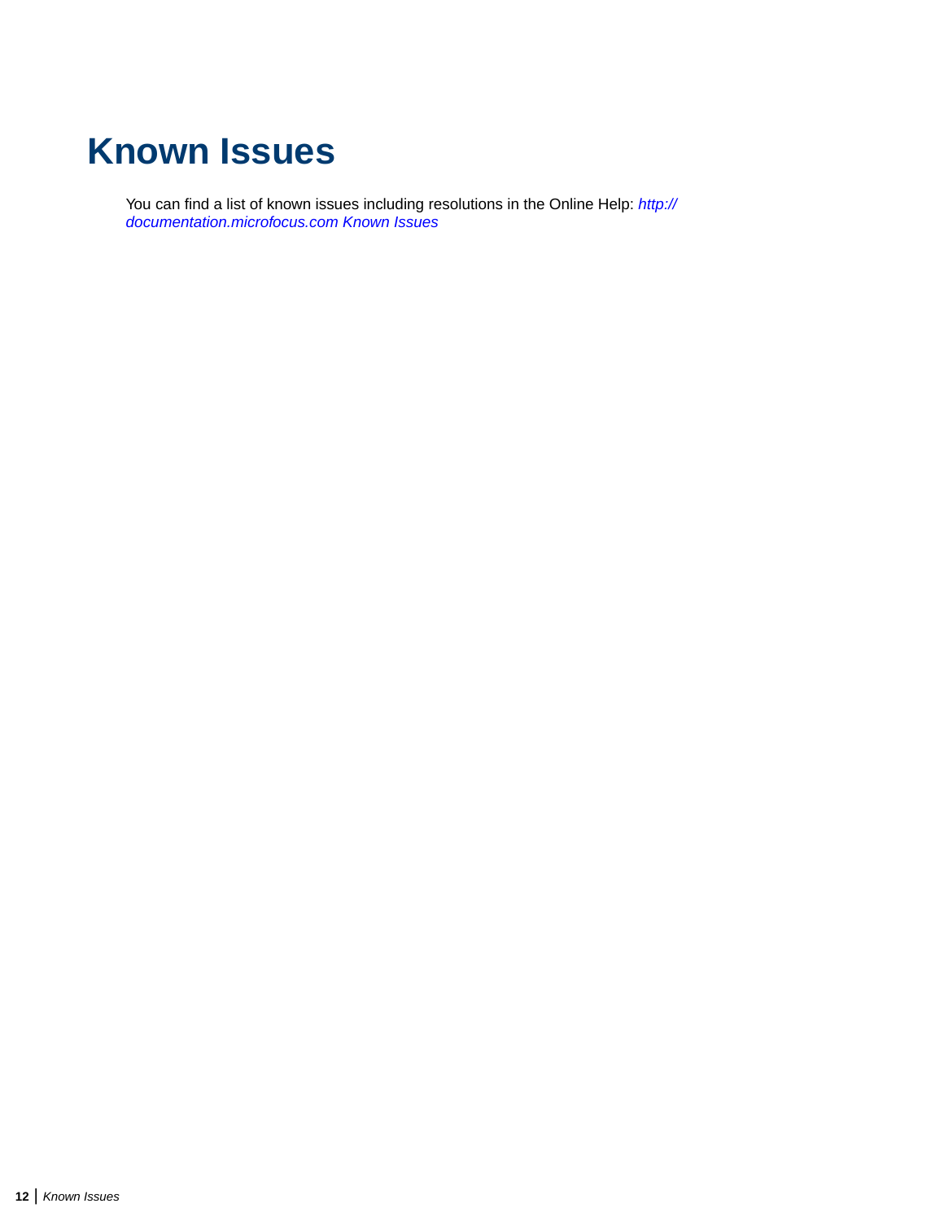# Known Issues

You can find a list of known issues including resolutions in the Online Help: *http:// documentation.microfocus.com Known Issues*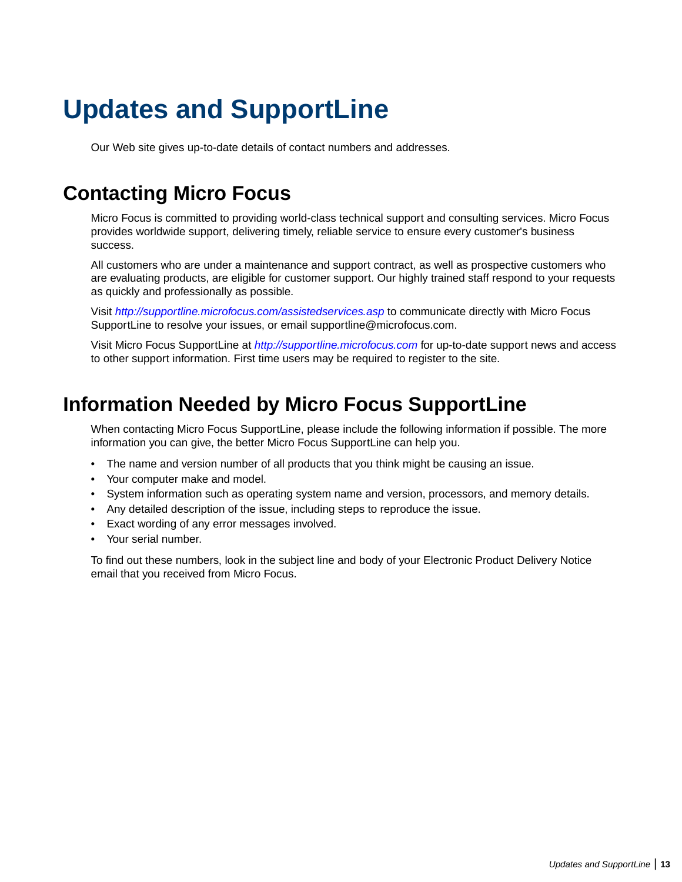# Updates and SupportLine

Our Web site gives up-to-date details of contact numbers and addresses.

## Contacting Micro Focus

Micro Focus is committed to providing world-class technical support and consulting services. Micro Focus provides worldwide support, delivering timely, reliable service to ensure every customer's business success.

All customers who are under a maintenance and support contract, as well as prospective customers who are evaluating products, are eligible for customer support. Our highly trained staff respond to your requests as quickly and professionally as possible.

Visit *http://supportline.microfocus.com/assistedservices.asp* to communicate directly with Micro Focus SupportLine to resolve your issues, or email supportline@microfocus.com.

Visit Micro Focus SupportLine at *http://supportline.microfocus.com* for up-to-date support news and access to other support information. First time users may be required to register to the site.

## Information Needed by Micro Focus SupportLine

When contacting Micro Focus SupportLine, please include the following information if possible. The more information you can give, the better Micro Focus SupportLine can help you.

- The name and version number of all products that you think might be causing an issue.
- Your computer make and model.
- System information such as operating system name and version, processors, and memory details.
- Any detailed description of the issue, including steps to reproduce the issue.
- Exact wording of any error messages involved.
- Your serial number.

To find out these numbers, look in the subject line and body of your Electronic Product Delivery Notice email that you received from Micro Focus.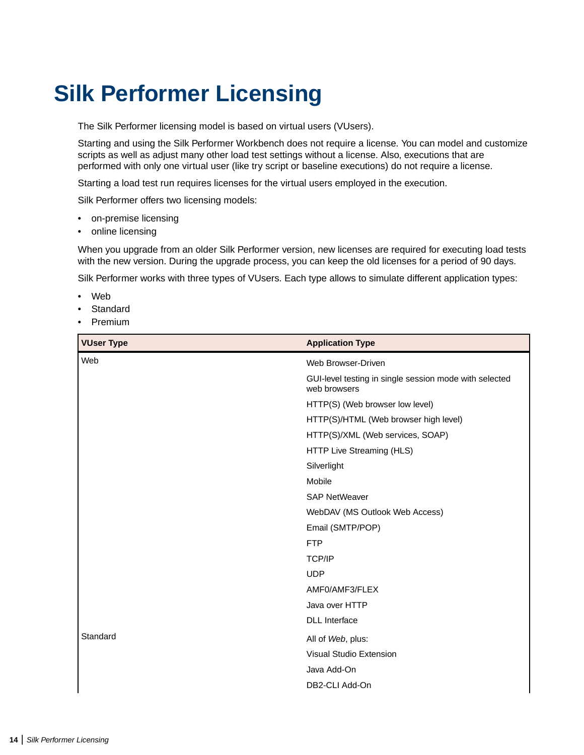# Silk Performer Licensing

The Silk Performer licensing model is based on virtual users (VUsers).

Starting and using the Silk Performer Workbench does not require a license. You can model and customize scripts as well as adjust many other load test settings without a license. Also, executions that are performed with only one virtual user (like try script or baseline executions) do not require a license.

Starting a load test run requires licenses for the virtual users employed in the execution.

Silk Performer offers two licensing models:

- on-premise licensing
- online licensing

When you upgrade from an older Silk Performer version, new licenses are required for executing load tests with the new version. During the upgrade process, you can keep the old licenses for a period of 90 days.

Silk Performer works with three types of VUsers. Each type allows to simulate different application types:

- Web
- Standard
- Premium

| VUser Type | Application Type |
|---|---|
| Web | Web Browser-Driven |
| | GUI-level testing in single session mode with selected web browsers |
| | HTTP(S) (Web browser low level) |
| | HTTP(S)/HTML (Web browser high level) |
| | HTTP(S)/XML (Web services, SOAP) |
| | HTTP Live Streaming (HLS) |
| | Silverlight |
| | Mobile |
| | SAP NetWeaver |
| | WebDAV (MS Outlook Web Access) |
| | Email (SMTP/POP) |
| | FTP |
| | TCP/IP |
| | UDP |
| | AMF0/AMF3/FLEX |
| | Java over HTTP |
| | DLL Interface |
| Standard | All of *Web*, plus: |
| | Visual Studio Extension |
| | Java Add-On |
| | DB2-CLI Add-On |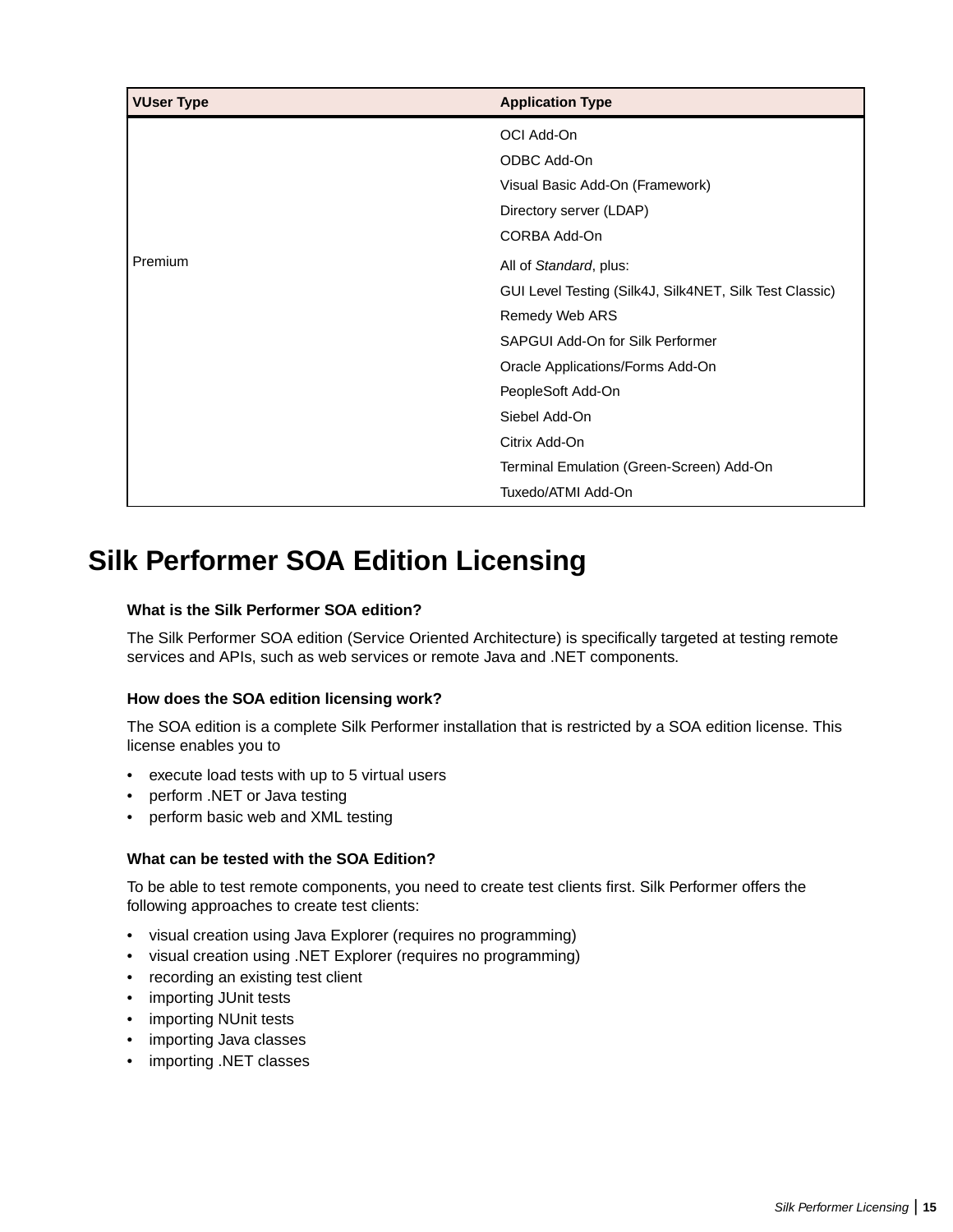| VUser Type | Application Type |
| --- | --- |
| Premium | OCI Add-On<br>ODBC Add-On<br>Visual Basic Add-On (Framework)<br>Directory server (LDAP)<br>CORBA Add-On<br>All of *Standard*, plus:<br>GUI Level Testing (Silk4J, Silk4NET, Silk Test Classic)<br>Remedy Web ARS<br>SAPGUI Add-On for Silk Performer<br>Oracle Applications/Forms Add-On<br>PeopleSoft Add-On<br>Siebel Add-On<br>Citrix Add-On<br>Terminal Emulation (Green-Screen) Add-On<br>Tuxedo/ATMI Add-On |

# Silk Performer SOA Edition Licensing

**What is the Silk Performer SOA edition?**

The Silk Performer SOA edition (Service Oriented Architecture) is specifically targeted at testing remote services and APIs, such as web services or remote Java and .NET components.

**How does the SOA edition licensing work?**

The SOA edition is a complete Silk Performer installation that is restricted by a SOA edition license. This license enables you to

- execute load tests with up to 5 virtual users
- perform .NET or Java testing
- perform basic web and XML testing

**What can be tested with the SOA Edition?**

To be able to test remote components, you need to create test clients first. Silk Performer offers the following approaches to create test clients:

- visual creation using Java Explorer (requires no programming)
- visual creation using .NET Explorer (requires no programming)
- recording an existing test client
- importing JUnit tests
- importing NUnit tests
- importing Java classes
- importing .NET classes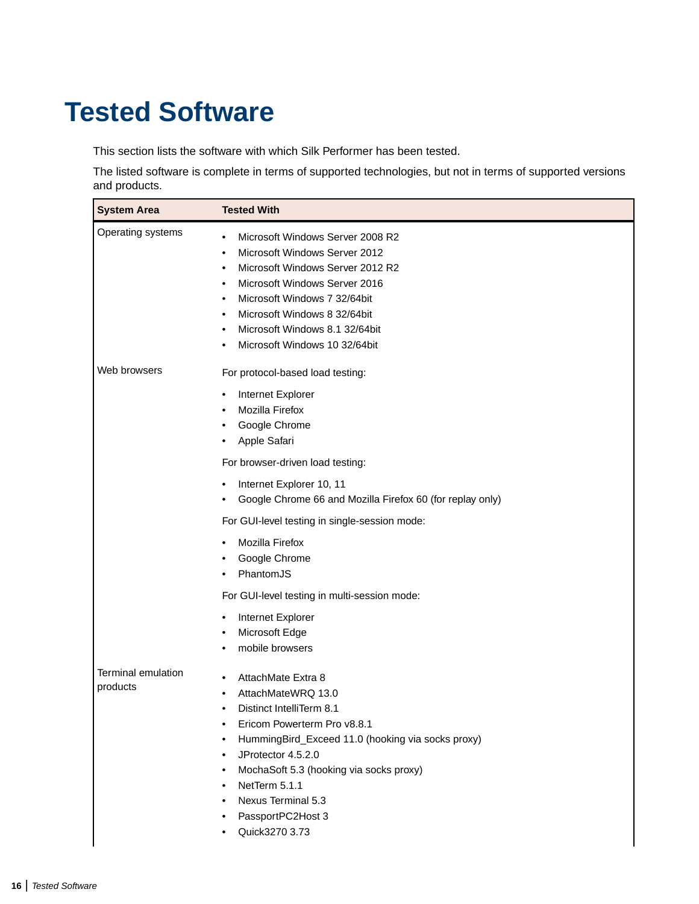# Tested Software

This section lists the software with which Silk Performer has been tested.

The listed software is complete in terms of supported technologies, but not in terms of supported versions and products.

| System Area | Tested With |
|---|---|
| Operating systems | • Microsoft Windows Server 2008 R2<br>• Microsoft Windows Server 2012<br>• Microsoft Windows Server 2012 R2<br>• Microsoft Windows Server 2016<br>• Microsoft Windows 7 32/64bit<br>• Microsoft Windows 8 32/64bit<br>• Microsoft Windows 8.1 32/64bit<br>• Microsoft Windows 10 32/64bit |
| Web browsers | For protocol-based load testing:<br>• Internet Explorer<br>• Mozilla Firefox<br>• Google Chrome<br>• Apple Safari<br>For browser-driven load testing:<br>• Internet Explorer 10, 11<br>• Google Chrome 66 and Mozilla Firefox 60 (for replay only)<br>For GUI-level testing in single-session mode:<br>• Mozilla Firefox<br>• Google Chrome<br>• PhantomJS<br>For GUI-level testing in multi-session mode:<br>• Internet Explorer<br>• Microsoft Edge<br>• mobile browsers |
| Terminal emulation products | • AttachMate Extra 8<br>• AttachMateWRQ 13.0<br>• Distinct IntelliTerm 8.1<br>• Ericom Powerterm Pro v8.8.1<br>• HummingBird_Exceed 11.0 (hooking via socks proxy)<br>• JProtector 4.5.2.0<br>• MochaSoft 5.3 (hooking via socks proxy)<br>• NetTerm 5.1.1<br>• Nexus Terminal 5.3<br>• PassportPC2Host 3<br>• Quick3270 3.73 |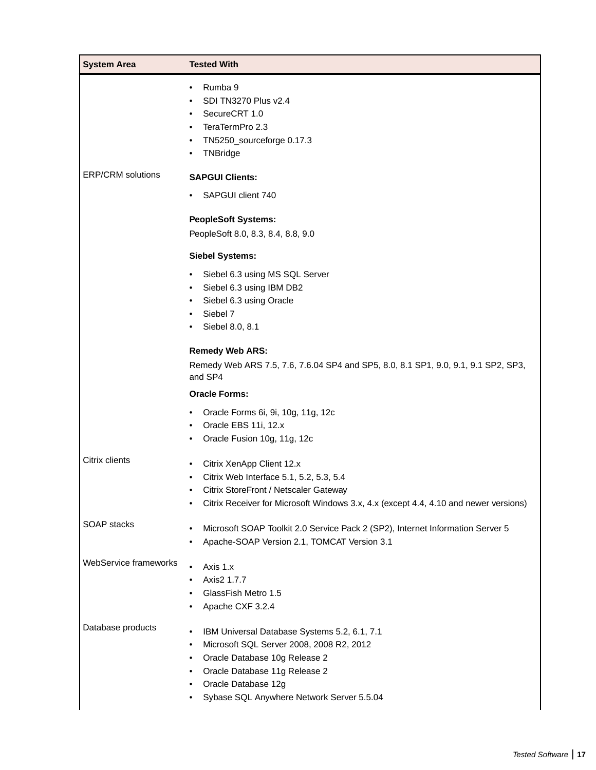| System Area | Tested With |
| --- | --- |
| | • Rumba 9<br>• SDI TN3270 Plus v2.4<br>• SecureCRT 1.0<br>• TeraTermPro 2.3<br>• TN5250_sourceforge 0.17.3<br>• TNBridge |
| ERP/CRM solutions | **SAPGUI Clients:**<br>• SAPGUI client 740<br><br>**PeopleSoft Systems:**<br>PeopleSoft 8.0, 8.3, 8.4, 8.8, 9.0<br><br>**Siebel Systems:**<br>• Siebel 6.3 using MS SQL Server<br>• Siebel 6.3 using IBM DB2<br>• Siebel 6.3 using Oracle<br>• Siebel 7<br>• Siebel 8.0, 8.1<br><br>**Remedy Web ARS:**<br>Remedy Web ARS 7.5, 7.6, 7.6.04 SP4 and SP5, 8.0, 8.1 SP1, 9.0, 9.1, 9.1 SP2, SP3, and SP4<br><br>**Oracle Forms:**<br>• Oracle Forms 6i, 9i, 10g, 11g, 12c<br>• Oracle EBS 11i, 12.x<br>• Oracle Fusion 10g, 11g, 12c |
| Citrix clients | • Citrix XenApp Client 12.x<br>• Citrix Web Interface 5.1, 5.2, 5.3, 5.4<br>• Citrix StoreFront / Netscaler Gateway<br>• Citrix Receiver for Microsoft Windows 3.x, 4.x (except 4.4, 4.10 and newer versions) |
| SOAP stacks | • Microsoft SOAP Toolkit 2.0 Service Pack 2 (SP2), Internet Information Server 5<br>• Apache-SOAP Version 2.1, TOMCAT Version 3.1 |
| WebService frameworks | • Axis 1.x<br>• Axis2 1.7.7<br>• GlassFish Metro 1.5<br>• Apache CXF 3.2.4 |
| Database products | • IBM Universal Database Systems 5.2, 6.1, 7.1<br>• Microsoft SQL Server 2008, 2008 R2, 2012<br>• Oracle Database 10g Release 2<br>• Oracle Database 11g Release 2<br>• Oracle Database 12g<br>• Sybase SQL Anywhere Network Server 5.5.04 |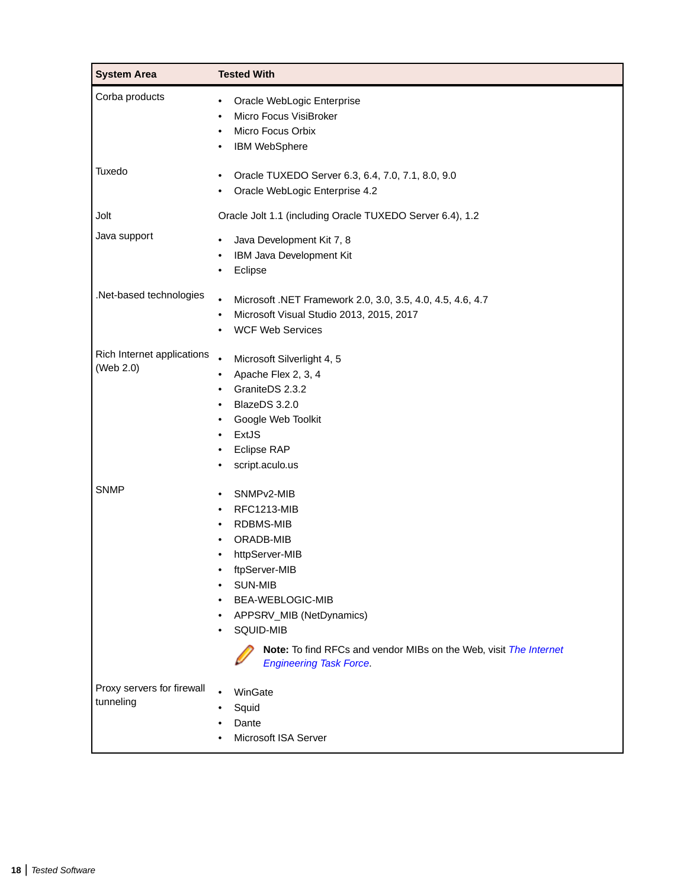| System Area | Tested With |
|---|---|
| Corba products | • Oracle WebLogic Enterprise<br>• Micro Focus VisiBroker<br>• Micro Focus Orbix<br>• IBM WebSphere |
| Tuxedo | • Oracle TUXEDO Server 6.3, 6.4, 7.0, 7.1, 8.0, 9.0<br>• Oracle WebLogic Enterprise 4.2 |
| Jolt | Oracle Jolt 1.1 (including Oracle TUXEDO Server 6.4), 1.2 |
| Java support | • Java Development Kit 7, 8<br>• IBM Java Development Kit<br>• Eclipse |
| .Net-based technologies | • Microsoft .NET Framework 2.0, 3.0, 3.5, 4.0, 4.5, 4.6, 4.7<br>• Microsoft Visual Studio 2013, 2015, 2017<br>• WCF Web Services |
| Rich Internet applications (Web 2.0) | • Microsoft Silverlight 4, 5<br>• Apache Flex 2, 3, 4<br>• GraniteDS 2.3.2<br>• BlazeDS 3.2.0<br>• Google Web Toolkit<br>• ExtJS<br>• Eclipse RAP<br>• script.aculo.us |
| SNMP | • SNMPv2-MIB<br>• RFC1213-MIB<br>• RDBMS-MIB<br>• ORADB-MIB<br>• httpServer-MIB<br>• ftpServer-MIB<br>• SUN-MIB<br>• BEA-WEBLOGIC-MIB<br>• APPSRV_MIB (NetDynamics)<br>• SQUID-MIB<br>**Note:** To find RFCs and vendor MIBs on the Web, visit *The Internet Engineering Task Force*. |
| Proxy servers for firewall tunneling | • WinGate<br>• Squid<br>• Dante<br>• Microsoft ISA Server |